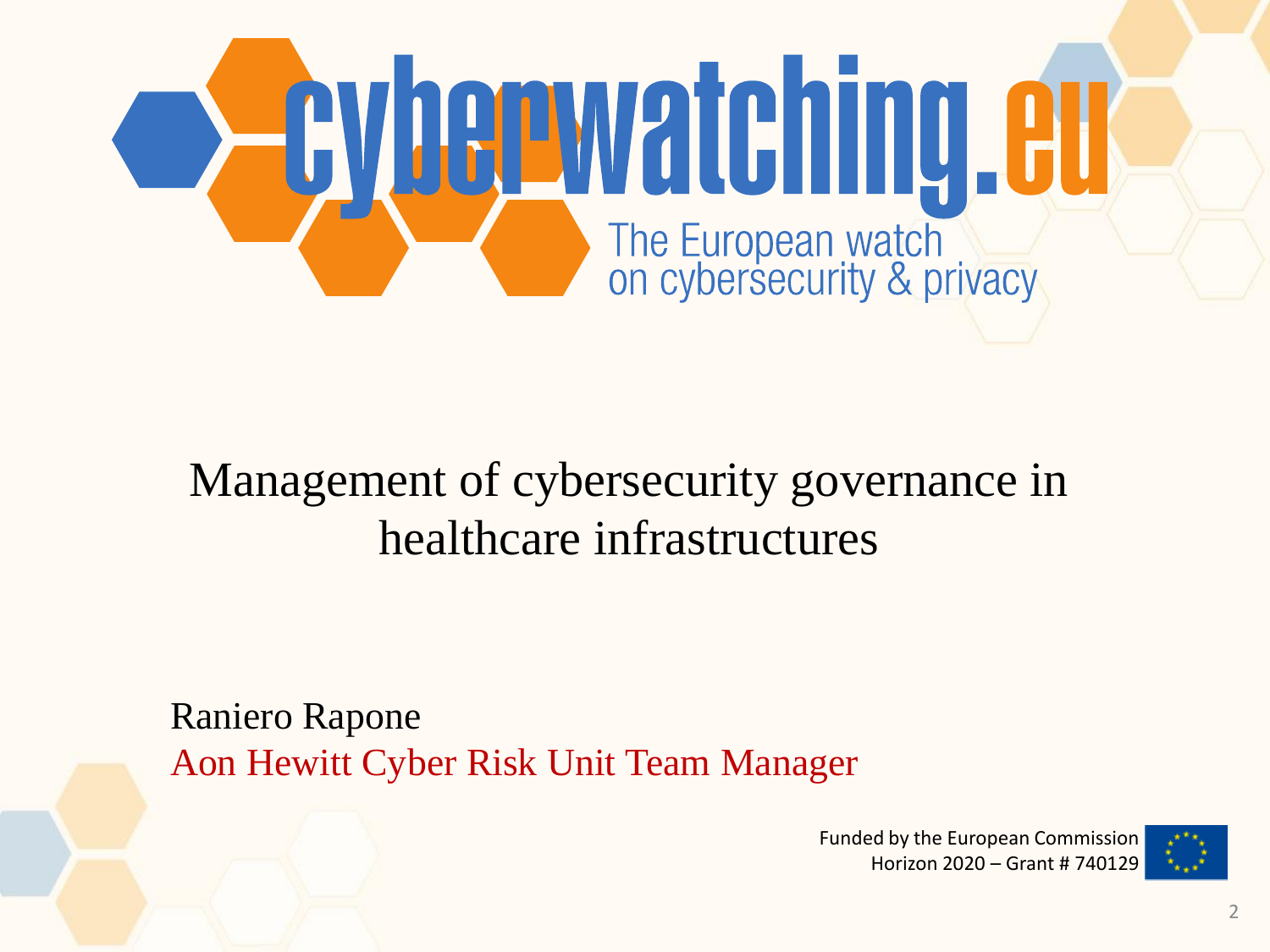# cyberwatching.eu

The European watch on cybersecurity & privacy

## Management of cybersecurity governance in healthcare infrastructures

Raniero Rapone

Aon Hewitt Cyber Risk Unit Team Manager

Funded by the European Commission
Horizon 2020 – Grant # 740129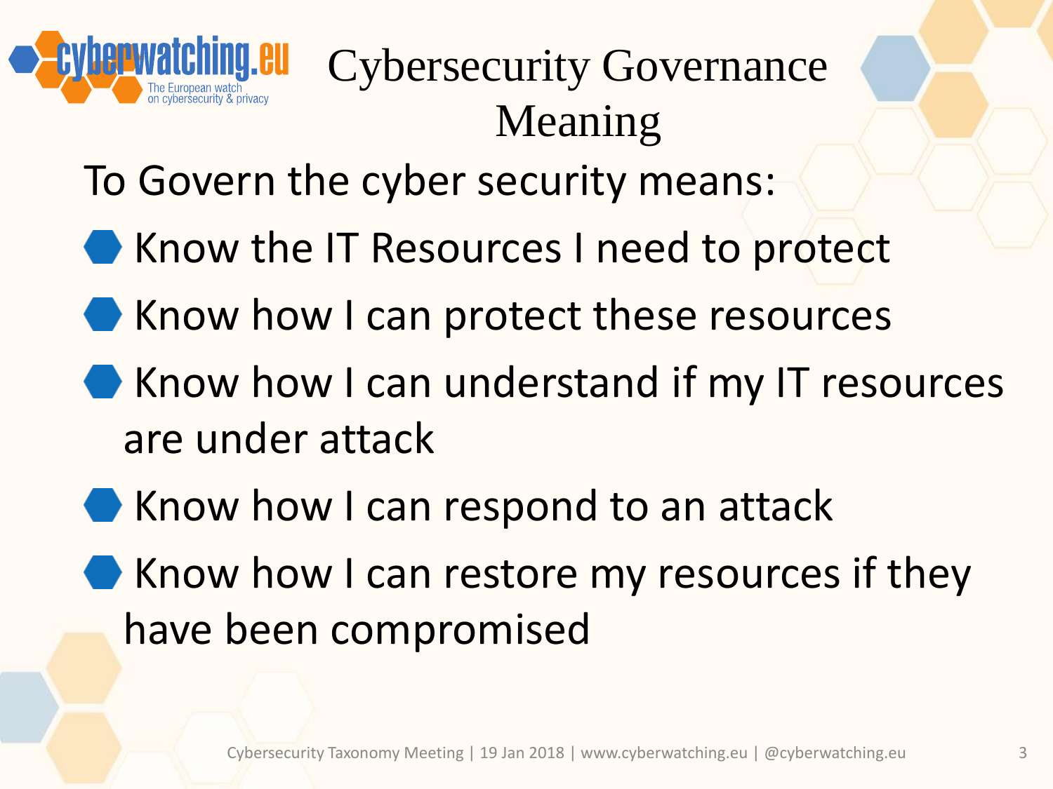# Cybersecurity Governance Meaning

To Govern the cyber security means:

- Know the IT Resources I need to protect
- Know how I can protect these resources
- Know how I can understand if my IT resources are under attack
- Know how I can respond to an attack
- Know how I can restore my resources if they have been compromised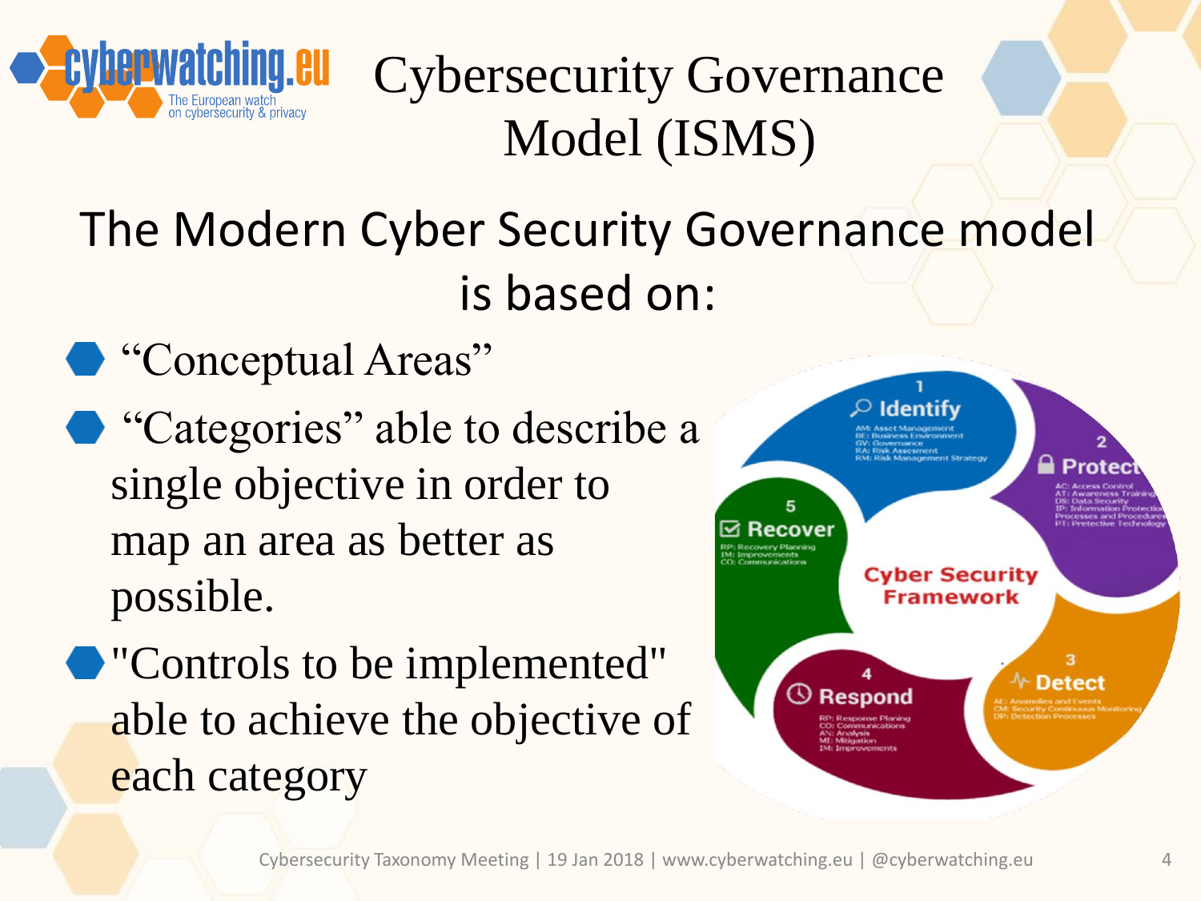# Cybersecurity Governance Model (ISMS)

## The Modern Cyber Security Governance model is based on:

- “Conceptual Areas”
- “Categories” able to describe a single objective in order to map an area as better as possible.
- "Controls to be implemented" able to achieve the objective of each category

Cyber Security Framework

1 Identify
AM: Asset Management
BE: Business Environment
GV: Governance
RA: Risk Assesment
RM: Risk Management Strategy

2 Protect
AC: Access Control
AT: Awareness Training
DS: Data Security
IP: Information Protection Processes and Procedures
PT: Pretective Technology

3 Detect
AE: Anomolies and Events
CM: Security Continuous Monitoring
DP: Detection Processes

4 Respond
RP: Response Planing
CO: Communications
AN: Analysis
MI: Mitigation
IM: Improvements

5 Recover
RP: Recovery Planning
IM: Improvements
CO: Communications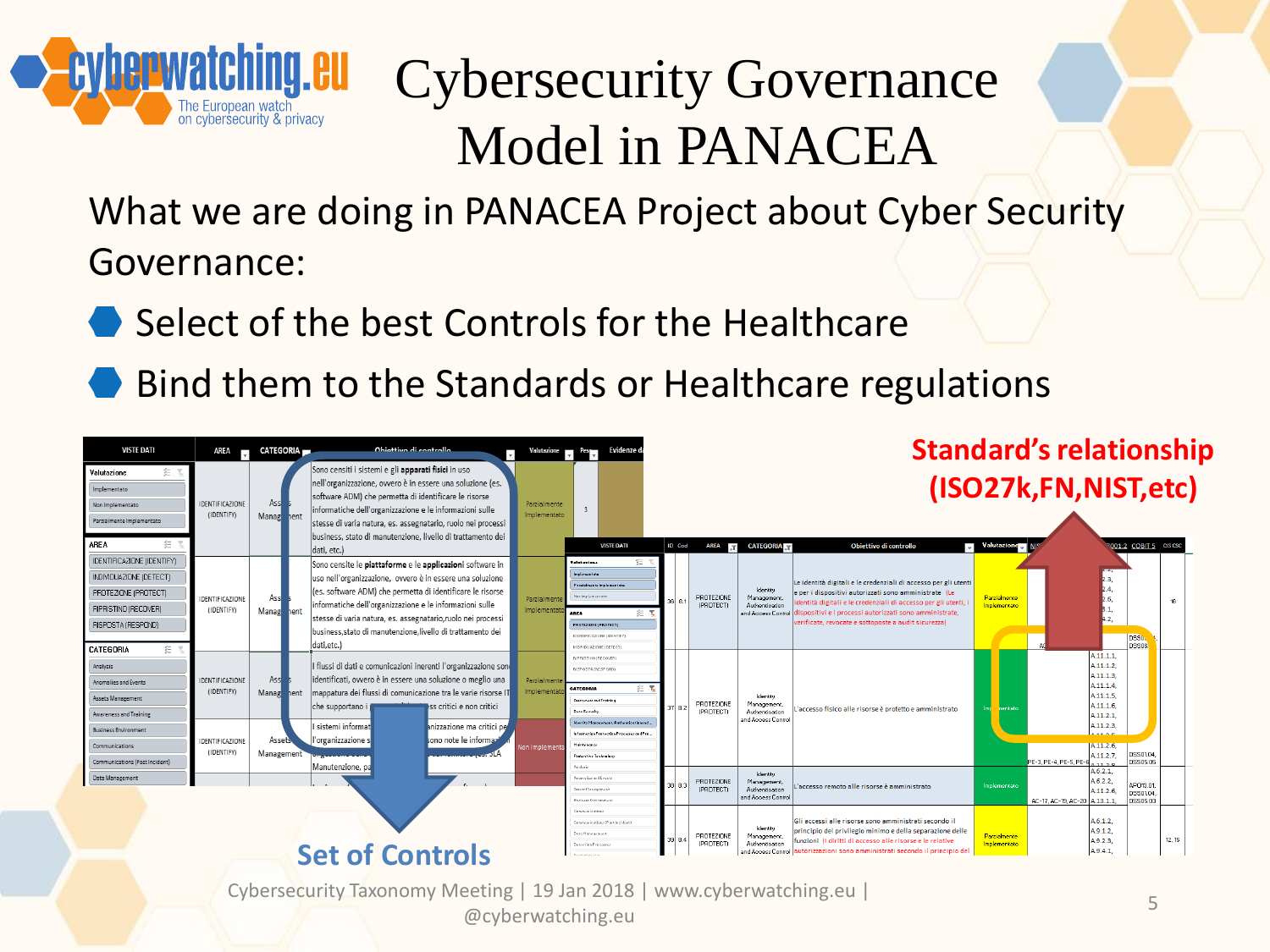# Cybersecurity Governance Model in PANACEA

What we are doing in PANACEA Project about Cyber Security Governance:

- Select of the best Controls for the Healthcare
- Bind them to the Standards or Healthcare regulations

**Standard's relationship (ISO27k,FN,NIST,etc)**

**Set of Controls**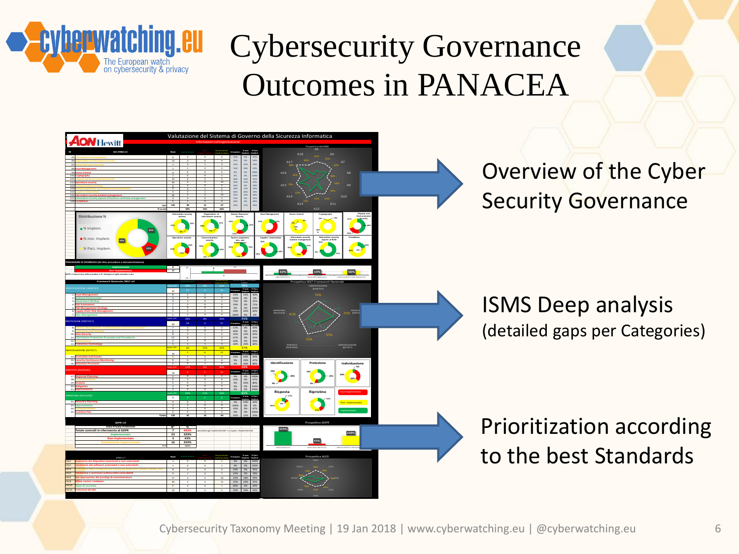# Cybersecurity Governance Outcomes in PANACEA

Overview of the Cyber Security Governance

ISMS Deep analysis
(detailed gaps per Categories)

Prioritization according to the best Standards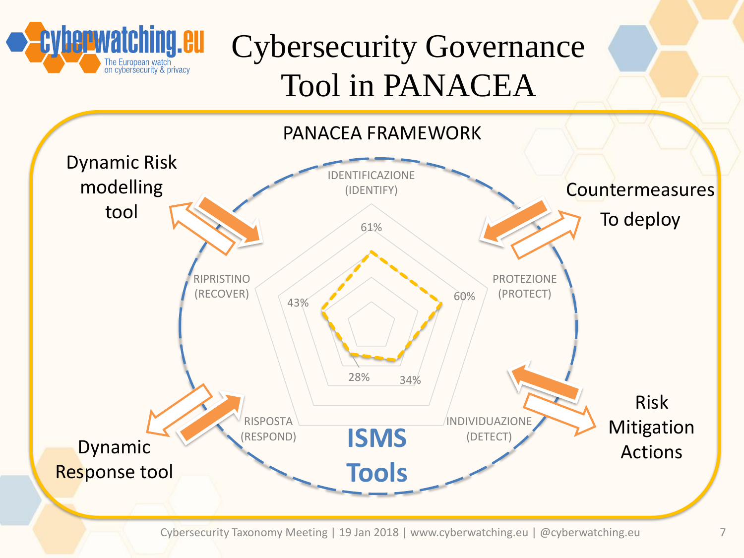# Cybersecurity Governance Tool in PANACEA

PANACEA FRAMEWORK

Dynamic Risk modelling tool

Countermeasures To deploy

IDENTIFICAZIONE (IDENTIFY)

61%

RIPRISTINO (RECOVER)

43%

PROTEZIONE (PROTECT)

60%

28%

34%

RISPOSTA (RESPOND)

INDIVIDUAZIONE (DETECT)

**ISMS Tools**

Dynamic Response tool

Risk Mitigation Actions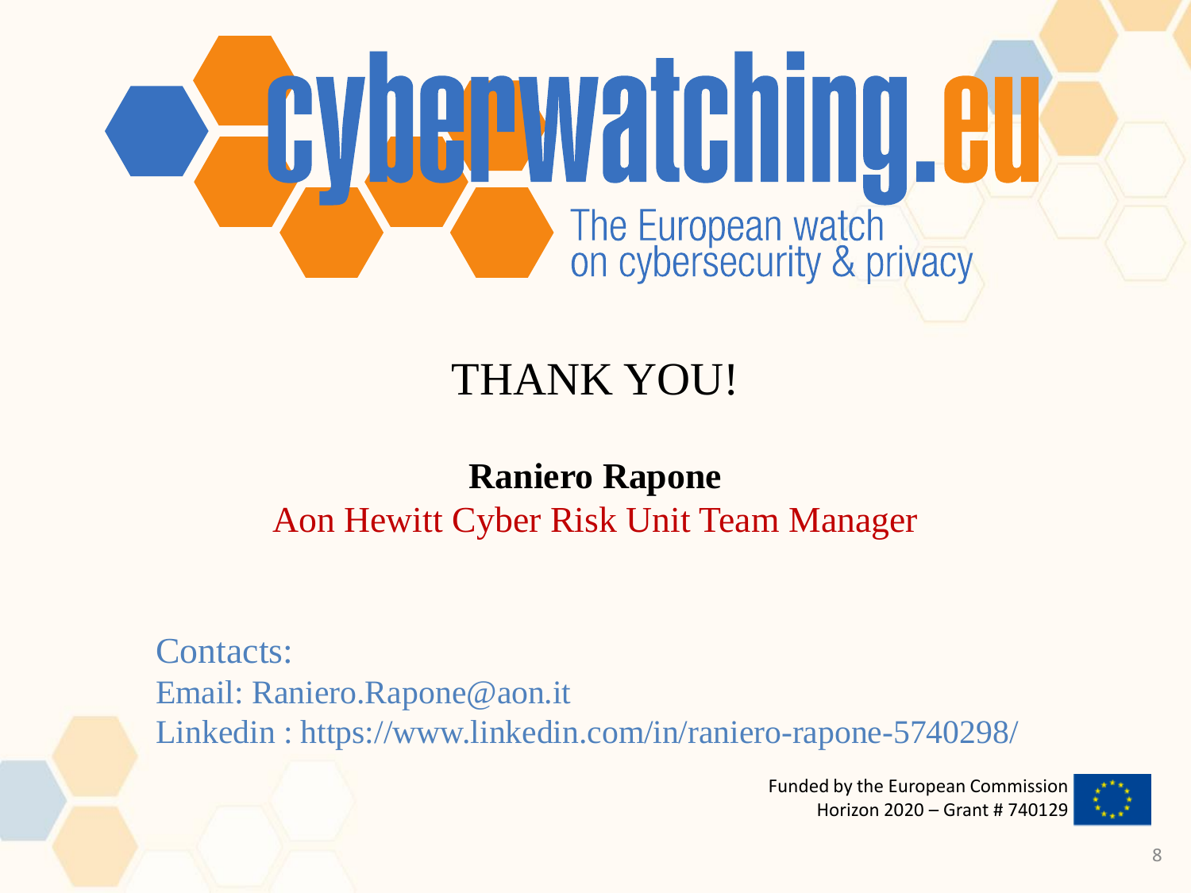# cyberwatching.eu

The European watch on cybersecurity & privacy

## THANK YOU!

**Raniero Rapone**

Aon Hewitt Cyber Risk Unit Team Manager

Contacts:
Email: Raniero.Rapone@aon.it
Linkedin : https://www.linkedin.com/in/raniero-rapone-5740298/

Funded by the European Commission
Horizon 2020 – Grant # 740129